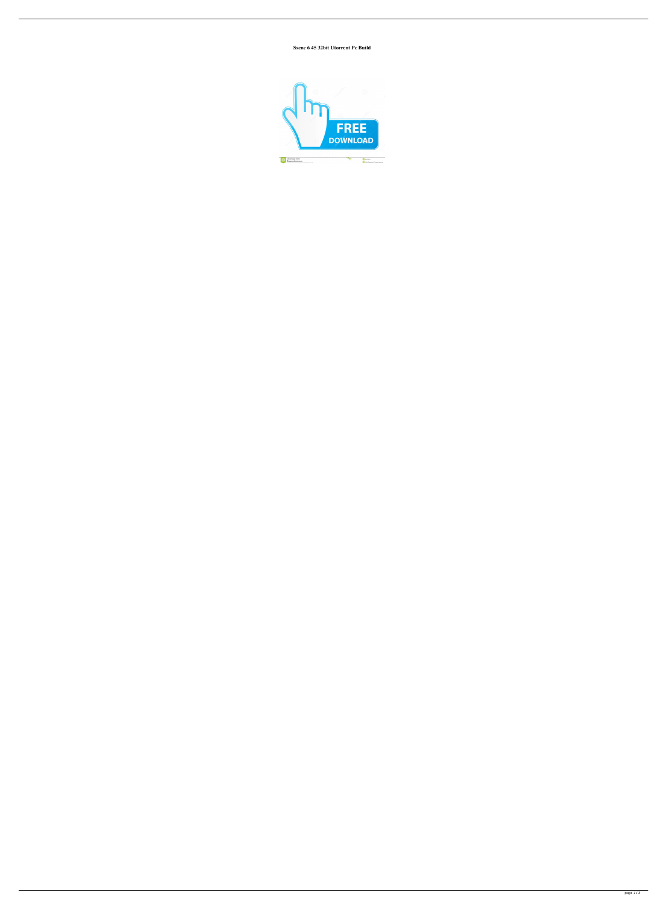**Sscnc 6 45 32bit Utorrent Pc Build**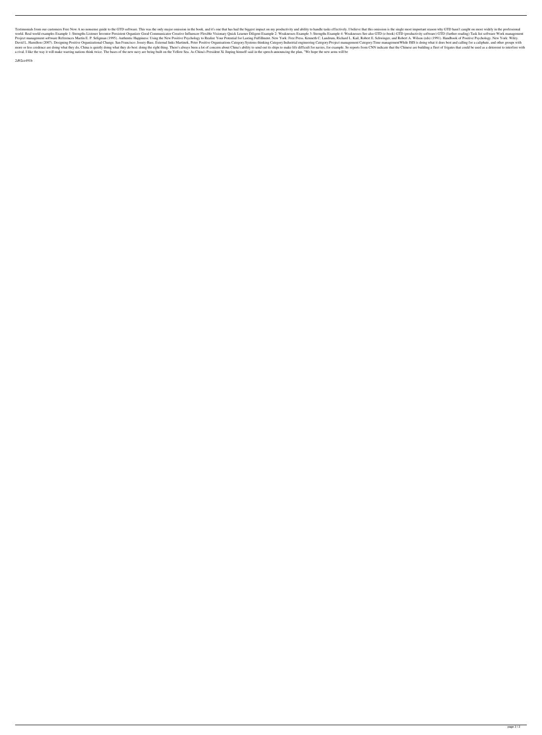Testimonials from our customers Free Now A no nonsense guide to the GTD software. This was the only major omission in the book, and it's one that has had the biggest impact on my productivity and ability to handle tasks effectively. I believe that this omission is the single most important reason why GTD hasn't caught on more widely in the professional world. Real world examples Example 1: Strengths Listener Inventor Persistent Organizer Good Communicator Creative Influencer Flexible Visionary Quick Learner Diligent Example 2: Weaknesses Example 3: Strengths Example 4: Weaknesses See also GTD (e-book) GTD (productivity software) GTD (further reading) Task list software Work management Project management software References Martin E. P. Seligman (1995). Authentic Happiness: Using the New Positive Psychology to Realize Your Potential for Lasting Fulfillment. New York: Free Press. Kenneth C. Landrum, Richard L. Kail, Robert E. Schwinger, and Robert A. Wilson (eds) (1991). Handbook of Positive Psychology. New York: Wiley. David L. Hamilton (2007). Designing Positive Organizational Change. San Francisco: Jossey-Bass. External links Martinek, Peter Positive Organisations Category:Systems thinking Category:Industrial engineering Category:Project management Category:Time managementWhile ISIS is doing what it does best and calling for a caliphate, and other groups with more or less credence are doing what they do, China is quietly doing what they do best: doing the right thing. There's always been a lot of concern about China's ability to send out its ships to make life difficult for navies, for example. So reports from CNN indicate that the Chinese are building a fleet of frigates that could be used as a deterrent to interfere with a rival. I like the way it will make warring nations think twice. The bases of the new navy are being built on the Yellow Sea. As China's President Xi Jinping himself said in the speech announcing the plan, "We hope the new arms will be

2d92ce491b